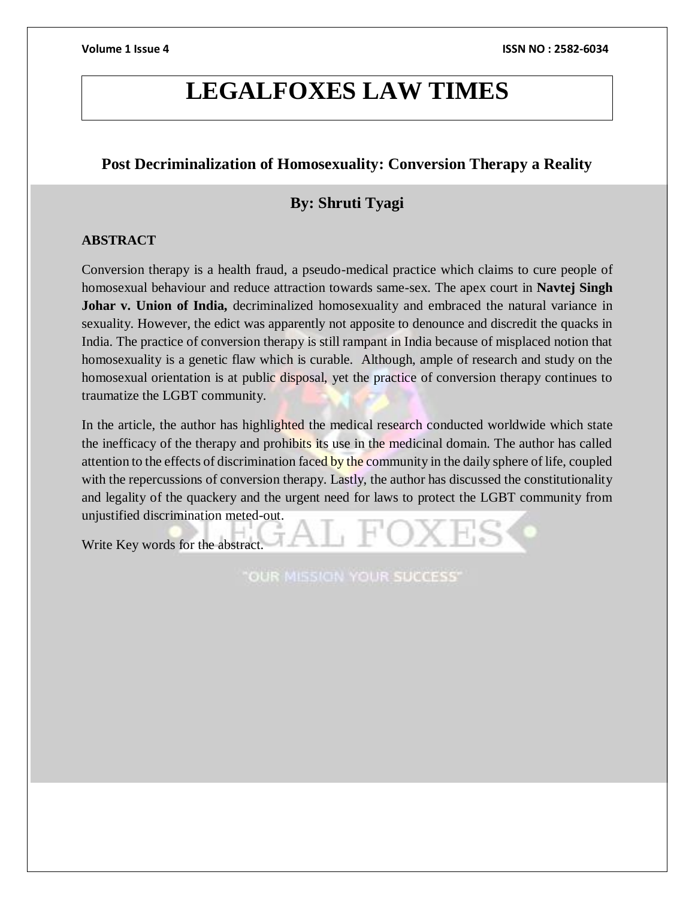# LEGALFOXES LAW TIMES

## Post Decriminalization of Homosexuality: Conversion Therapy a Reality

### By: Shruti Tyagi

**ABSTRACT**

Conversion therapy is a health fraud, a pseudo-medical practice which claims to cure people of homosexual behaviour and reduce attraction towards same-sex. The apex court in **Navtej Singh Johar v. Union of India,** decriminalized homosexuality and embraced the natural variance in sexuality. However, the edict was apparently not apposite to denounce and discredit the quacks in India. The practice of conversion therapy is still rampant in India because of misplaced notion that homosexuality is a genetic flaw which is curable. Although, ample of research and study on the homosexual orientation is at public disposal, yet the practice of conversion therapy continues to traumatize the LGBT community.

In the article, the author has highlighted the medical research conducted worldwide which state the inefficacy of the therapy and prohibits its use in the medicinal domain. The author has called attention to the effects of discrimination faced by the community in the daily sphere of life, coupled with the repercussions of conversion therapy. Lastly, the author has discussed the constitutionality and legality of the quackery and the urgent need for laws to protect the LGBT community from unjustified discrimination meted-out.

Write Key words for the abstract.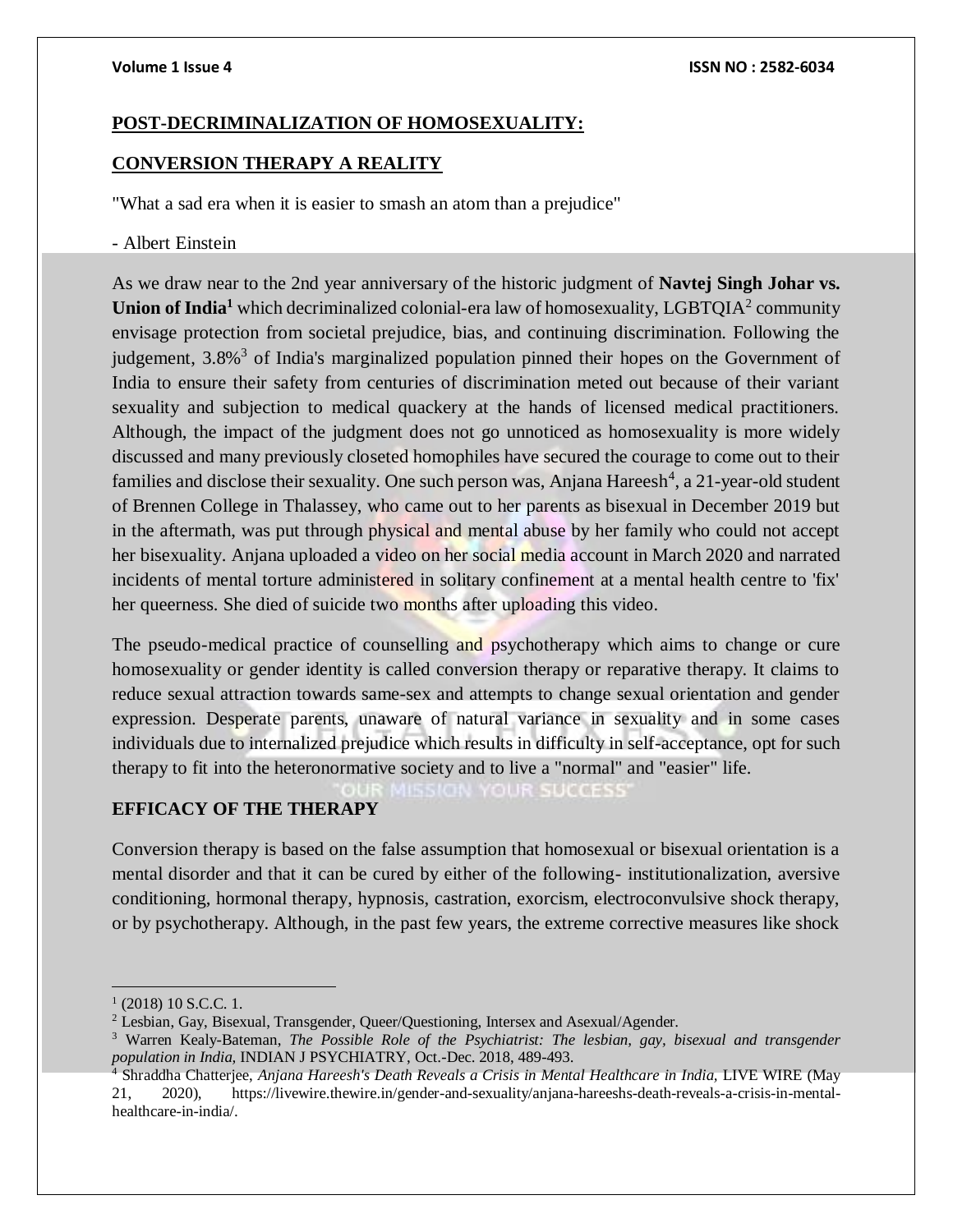**POST-DECRIMINALIZATION OF HOMOSEXUALITY:**

**CONVERSION THERAPY A REALITY**

"What a sad era when it is easier to smash an atom than a prejudice"

- Albert Einstein

As we draw near to the 2nd year anniversary of the historic judgment of **Navtej Singh Johar vs. Union of India**[1] which decriminalized colonial-era law of homosexuality, LGBTQIA[2] community envisage protection from societal prejudice, bias, and continuing discrimination. Following the judgement, 3.8%[3] of India's marginalized population pinned their hopes on the Government of India to ensure their safety from centuries of discrimination meted out because of their variant sexuality and subjection to medical quackery at the hands of licensed medical practitioners. Although, the impact of the judgment does not go unnoticed as homosexuality is more widely discussed and many previously closeted homophiles have secured the courage to come out to their families and disclose their sexuality. One such person was, Anjana Hareesh[4], a 21-year-old student of Brennen College in Thalassey, who came out to her parents as bisexual in December 2019 but in the aftermath, was put through physical and mental abuse by her family who could not accept her bisexuality. Anjana uploaded a video on her social media account in March 2020 and narrated incidents of mental torture administered in solitary confinement at a mental health centre to 'fix' her queerness. She died of suicide two months after uploading this video.

The pseudo-medical practice of counselling and psychotherapy which aims to change or cure homosexuality or gender identity is called conversion therapy or reparative therapy. It claims to reduce sexual attraction towards same-sex and attempts to change sexual orientation and gender expression. Desperate parents, unaware of natural variance in sexuality and in some cases individuals due to internalized prejudice which results in difficulty in self-acceptance, opt for such therapy to fit into the heteronormative society and to live a "normal" and "easier" life.

**EFFICACY OF THE THERAPY**

Conversion therapy is based on the false assumption that homosexual or bisexual orientation is a mental disorder and that it can be cured by either of the following- institutionalization, aversive conditioning, hormonal therapy, hypnosis, castration, exorcism, electroconvulsive shock therapy, or by psychotherapy. Although, in the past few years, the extreme corrective measures like shock

---

[1] (2018) 10 S.C.C. 1.

[2] Lesbian, Gay, Bisexual, Transgender, Queer/Questioning, Intersex and Asexual/Agender.

[3] Warren Kealy-Bateman, *The Possible Role of the Psychiatrist: The lesbian, gay, bisexual and transgender population in India,* INDIAN J PSYCHIATRY, Oct.-Dec. 2018, 489-493.

[4] Shraddha Chatterjee, *Anjana Hareesh's Death Reveals a Crisis in Mental Healthcare in India,* LIVE WIRE (May 21, 2020), https://livewire.thewire.in/gender-and-sexuality/anjana-hareeshs-death-reveals-a-crisis-in-mental-healthcare-in-india/.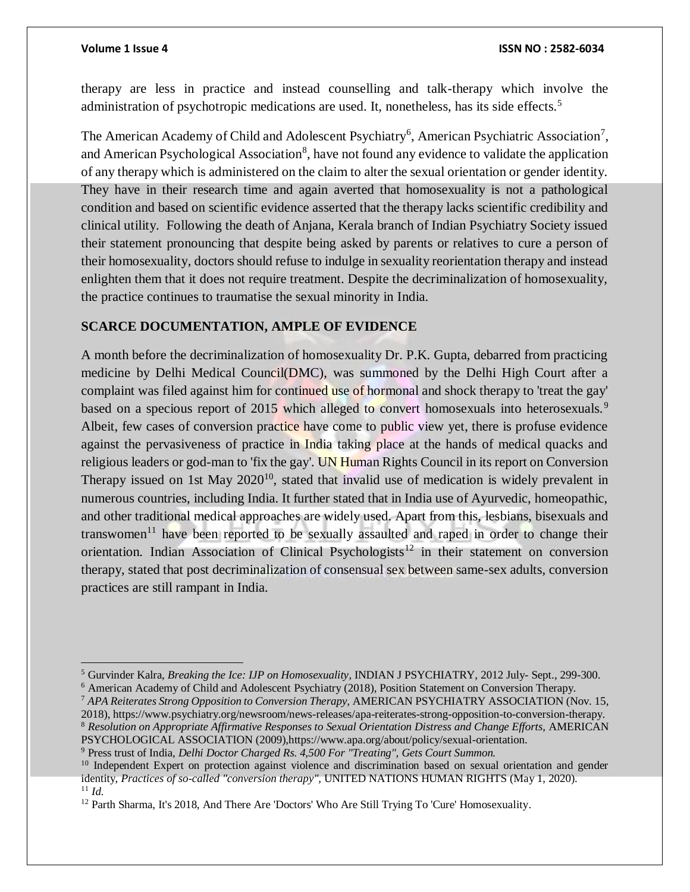therapy are less in practice and instead counselling and talk-therapy which involve the administration of psychotropic medications are used. It, nonetheless, has its side effects.[5]

The American Academy of Child and Adolescent Psychiatry[6], American Psychiatric Association[7], and American Psychological Association[8], have not found any evidence to validate the application of any therapy which is administered on the claim to alter the sexual orientation or gender identity. They have in their research time and again averted that homosexuality is not a pathological condition and based on scientific evidence asserted that the therapy lacks scientific credibility and clinical utility. Following the death of Anjana, Kerala branch of Indian Psychiatry Society issued their statement pronouncing that despite being asked by parents or relatives to cure a person of their homosexuality, doctors should refuse to indulge in sexuality reorientation therapy and instead enlighten them that it does not require treatment. Despite the decriminalization of homosexuality, the practice continues to traumatise the sexual minority in India.

## SCARCE DOCUMENTATION, AMPLE OF EVIDENCE

A month before the decriminalization of homosexuality Dr. P.K. Gupta, debarred from practicing medicine by Delhi Medical Council(DMC), was summoned by the Delhi High Court after a complaint was filed against him for continued use of hormonal and shock therapy to 'treat the gay' based on a specious report of 2015 which alleged to convert homosexuals into heterosexuals.[9] Albeit, few cases of conversion practice have come to public view yet, there is profuse evidence against the pervasiveness of practice in India taking place at the hands of medical quacks and religious leaders or god-man to 'fix the gay'. UN Human Rights Council in its report on Conversion Therapy issued on 1st May 2020[10], stated that invalid use of medication is widely prevalent in numerous countries, including India. It further stated that in India use of Ayurvedic, homeopathic, and other traditional medical approaches are widely used. Apart from this, lesbians, bisexuals and transwomen[11] have been reported to be sexually assaulted and raped in order to change their orientation. Indian Association of Clinical Psychologists[12] in their statement on conversion therapy, stated that post decriminalization of consensual sex between same-sex adults, conversion practices are still rampant in India.

---

[5] Gurvinder Kalra, *Breaking the Ice: IJP on Homosexuality*, INDIAN J PSYCHIATRY, 2012 July- Sept., 299-300.

[6] American Academy of Child and Adolescent Psychiatry (2018), Position Statement on Conversion Therapy.

[7] *APA Reiterates Strong Opposition to Conversion Therapy*, AMERICAN PSYCHIATRY ASSOCIATION (Nov. 15, 2018), https://www.psychiatry.org/newsroom/news-releases/apa-reiterates-strong-opposition-to-conversion-therapy.

[8] *Resolution on Appropriate Affirmative Responses to Sexual Orientation Distress and Change Efforts*, AMERICAN PSYCHOLOGICAL ASSOCIATION (2009),https://www.apa.org/about/policy/sexual-orientation.

[9] Press trust of India, *Delhi Doctor Charged Rs. 4,500 For "Treating", Gets Court Summon.*

[10] Independent Expert on protection against violence and discrimination based on sexual orientation and gender identity, *Practices of so-called "conversion therapy"*, UNITED NATIONS HUMAN RIGHTS (May 1, 2020).

[11] *Id.*

[12] Parth Sharma, It's 2018, And There Are 'Doctors' Who Are Still Trying To 'Cure' Homosexuality.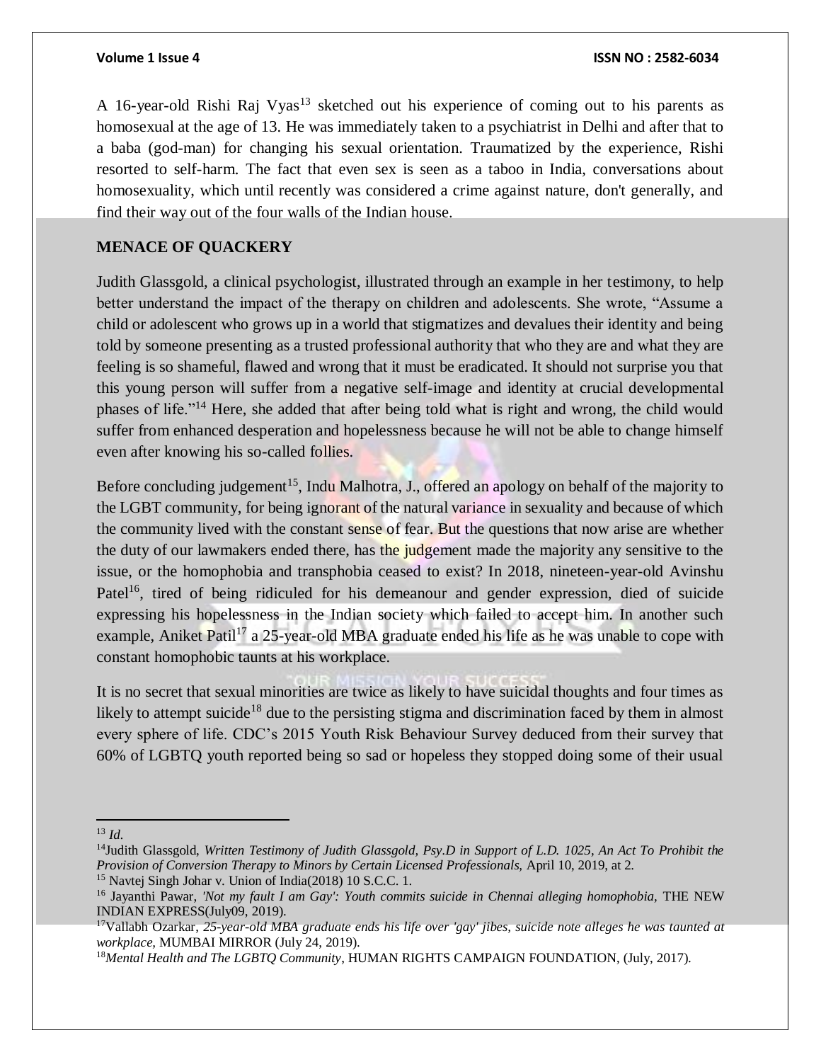A 16-year-old Rishi Raj Vyas[13] sketched out his experience of coming out to his parents as homosexual at the age of 13. He was immediately taken to a psychiatrist in Delhi and after that to a baba (god-man) for changing his sexual orientation. Traumatized by the experience, Rishi resorted to self-harm. The fact that even sex is seen as a taboo in India, conversations about homosexuality, which until recently was considered a crime against nature, don't generally, and find their way out of the four walls of the Indian house.

## MENACE OF QUACKERY

Judith Glassgold, a clinical psychologist, illustrated through an example in her testimony, to help better understand the impact of the therapy on children and adolescents. She wrote, "Assume a child or adolescent who grows up in a world that stigmatizes and devalues their identity and being told by someone presenting as a trusted professional authority that who they are and what they are feeling is so shameful, flawed and wrong that it must be eradicated. It should not surprise you that this young person will suffer from a negative self-image and identity at crucial developmental phases of life."[14] Here, she added that after being told what is right and wrong, the child would suffer from enhanced desperation and hopelessness because he will not be able to change himself even after knowing his so-called follies.

Before concluding judgement[15], Indu Malhotra, J., offered an apology on behalf of the majority to the LGBT community, for being ignorant of the natural variance in sexuality and because of which the community lived with the constant sense of fear. But the questions that now arise are whether the duty of our lawmakers ended there, has the judgement made the majority any sensitive to the issue, or the homophobia and transphobia ceased to exist? In 2018, nineteen-year-old Avinshu Patel[16], tired of being ridiculed for his demeanour and gender expression, died of suicide expressing his hopelessness in the Indian society which failed to accept him. In another such example, Aniket Patil[17] a 25-year-old MBA graduate ended his life as he was unable to cope with constant homophobic taunts at his workplace.

It is no secret that sexual minorities are twice as likely to have suicidal thoughts and four times as likely to attempt suicide[18] due to the persisting stigma and discrimination faced by them in almost every sphere of life. CDC's 2015 Youth Risk Behaviour Survey deduced from their survey that 60% of LGBTQ youth reported being so sad or hopeless they stopped doing some of their usual

---

[13] *Id.*

[14] Judith Glassgold, *Written Testimony of Judith Glassgold, Psy.D in Support of L.D. 1025, An Act To Prohibit the Provision of Conversion Therapy to Minors by Certain Licensed Professionals,* April 10, 2019, at 2.

[15] Navtej Singh Johar v. Union of India(2018) 10 S.C.C. 1.

[16] Jayanthi Pawar, *'Not my fault I am Gay': Youth commits suicide in Chennai alleging homophobia,* THE NEW INDIAN EXPRESS(July09, 2019).

[17] Vallabh Ozarkar, *25-year-old MBA graduate ends his life over 'gay' jibes, suicide note alleges he was taunted at workplace,* MUMBAI MIRROR (July 24, 2019).

[18] *Mental Health and The LGBTQ Community*, HUMAN RIGHTS CAMPAIGN FOUNDATION, (July, 2017).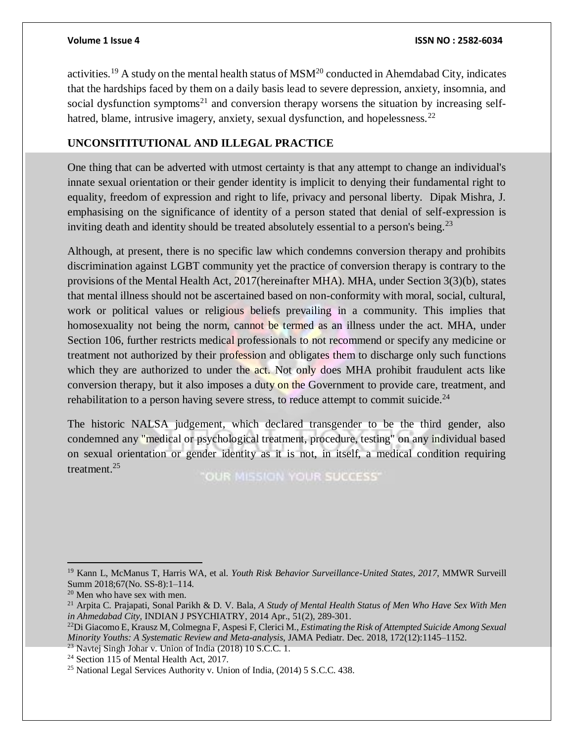activities.[19] A study on the mental health status of MSM[20] conducted in Ahemdabad City, indicates that the hardships faced by them on a daily basis lead to severe depression, anxiety, insomnia, and social dysfunction symptoms[21] and conversion therapy worsens the situation by increasing self-hatred, blame, intrusive imagery, anxiety, sexual dysfunction, and hopelessness.[22]

## UNCONSITITUTIONAL AND ILLEGAL PRACTICE

One thing that can be adverted with utmost certainty is that any attempt to change an individual's innate sexual orientation or their gender identity is implicit to denying their fundamental right to equality, freedom of expression and right to life, privacy and personal liberty. Dipak Mishra, J. emphasising on the significance of identity of a person stated that denial of self-expression is inviting death and identity should be treated absolutely essential to a person's being.[23]

Although, at present, there is no specific law which condemns conversion therapy and prohibits discrimination against LGBT community yet the practice of conversion therapy is contrary to the provisions of the Mental Health Act, 2017(hereinafter MHA). MHA, under Section 3(3)(b), states that mental illness should not be ascertained based on non-conformity with moral, social, cultural, work or political values or religious beliefs prevailing in a community. This implies that homosexuality not being the norm, cannot be termed as an illness under the act. MHA, under Section 106, further restricts medical professionals to not recommend or specify any medicine or treatment not authorized by their profession and obligates them to discharge only such functions which they are authorized to under the act. Not only does MHA prohibit fraudulent acts like conversion therapy, but it also imposes a duty on the Government to provide care, treatment, and rehabilitation to a person having severe stress, to reduce attempt to commit suicide.[24]

The historic NALSA judgement, which declared transgender to be the third gender, also condemned any "medical or psychological treatment, procedure, testing" on any individual based on sexual orientation or gender identity as it is not, in itself, a medical condition requiring treatment.[25]

---

[19] Kann L, McManus T, Harris WA, et al. *Youth Risk Behavior Surveillance-United States, 2017,* MMWR Surveill Summ 2018;67(No. SS-8):1–114.

[20] Men who have sex with men.

[21] Arpita C. Prajapati, Sonal Parikh & D. V. Bala, *A Study of Mental Health Status of Men Who Have Sex With Men in Ahmedabad City,* INDIAN J PSYCHIATRY, 2014 Apr., 51(2), 289-301.

[22] Di Giacomo E, Krausz M, Colmegna F, Aspesi F, Clerici M., *Estimating the Risk of Attempted Suicide Among Sexual Minority Youths: A Systematic Review and Meta-analysis,* JAMA Pediatr. Dec. 2018, 172(12):1145–1152.

[23] Navtej Singh Johar v. Union of India (2018) 10 S.C.C. 1.

[24] Section 115 of Mental Health Act, 2017.

[25] National Legal Services Authority v. Union of India, (2014) 5 S.C.C. 438.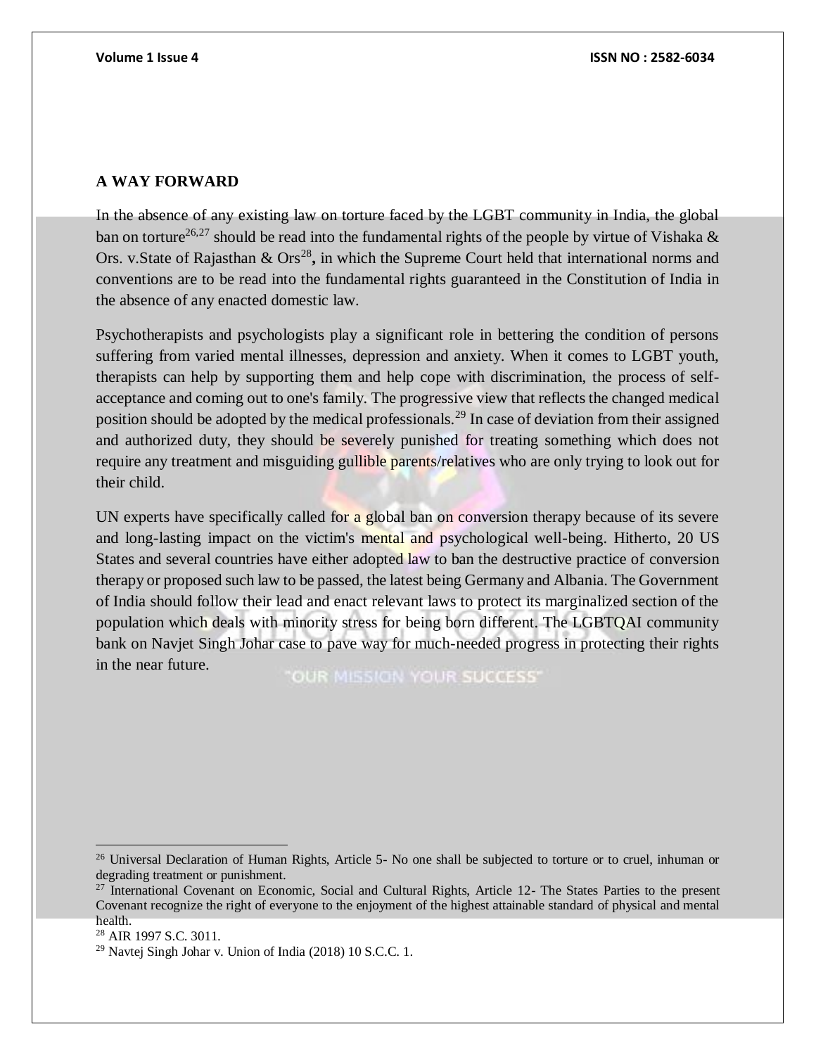**A WAY FORWARD**

In the absence of any existing law on torture faced by the LGBT community in India, the global ban on torture[26,27] should be read into the fundamental rights of the people by virtue of Vishaka & Ors. v.State of Rajasthan & Ors[28], in which the Supreme Court held that international norms and conventions are to be read into the fundamental rights guaranteed in the Constitution of India in the absence of any enacted domestic law.

Psychotherapists and psychologists play a significant role in bettering the condition of persons suffering from varied mental illnesses, depression and anxiety. When it comes to LGBT youth, therapists can help by supporting them and help cope with discrimination, the process of self-acceptance and coming out to one's family. The progressive view that reflects the changed medical position should be adopted by the medical professionals.[29] In case of deviation from their assigned and authorized duty, they should be severely punished for treating something which does not require any treatment and misguiding gullible parents/relatives who are only trying to look out for their child.

UN experts have specifically called for a global ban on conversion therapy because of its severe and long-lasting impact on the victim's mental and psychological well-being. Hitherto, 20 US States and several countries have either adopted law to ban the destructive practice of conversion therapy or proposed such law to be passed, the latest being Germany and Albania. The Government of India should follow their lead and enact relevant laws to protect its marginalized section of the population which deals with minority stress for being born different. The LGBTQAI community bank on Navjet Singh Johar case to pave way for much-needed progress in protecting their rights in the near future.

---

[26] Universal Declaration of Human Rights, Article 5- No one shall be subjected to torture or to cruel, inhuman or degrading treatment or punishment.

[27] International Covenant on Economic, Social and Cultural Rights, Article 12- The States Parties to the present Covenant recognize the right of everyone to the enjoyment of the highest attainable standard of physical and mental health.

[28] AIR 1997 S.C. 3011.

[29] Navtej Singh Johar v. Union of India (2018) 10 S.C.C. 1.